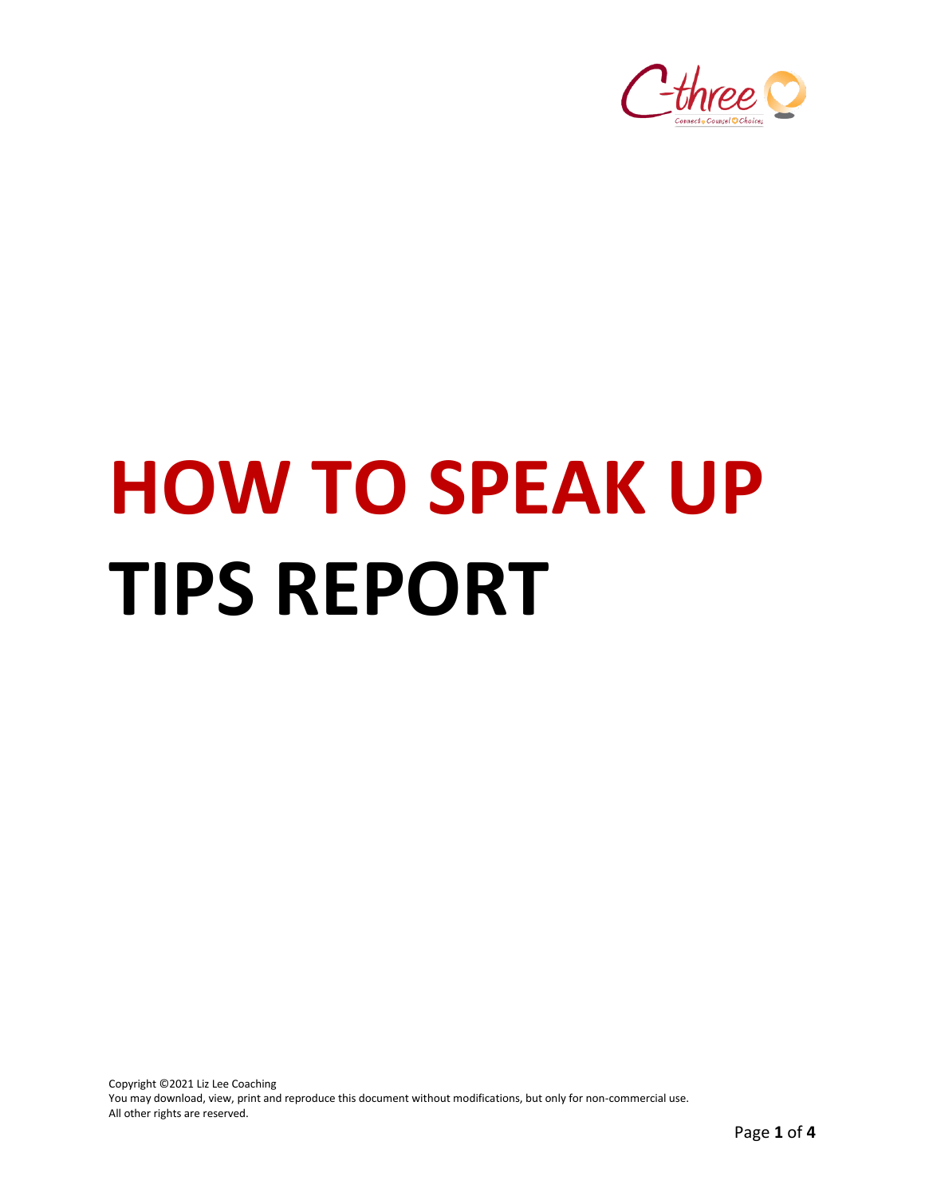# HOW TO SPEAK UP TIPS REPORT

Copyright ©2021 Liz Lee Coaching
You may download, view, print and reproduce this document without modifications, but only for non-commercial use.
All other rights are reserved.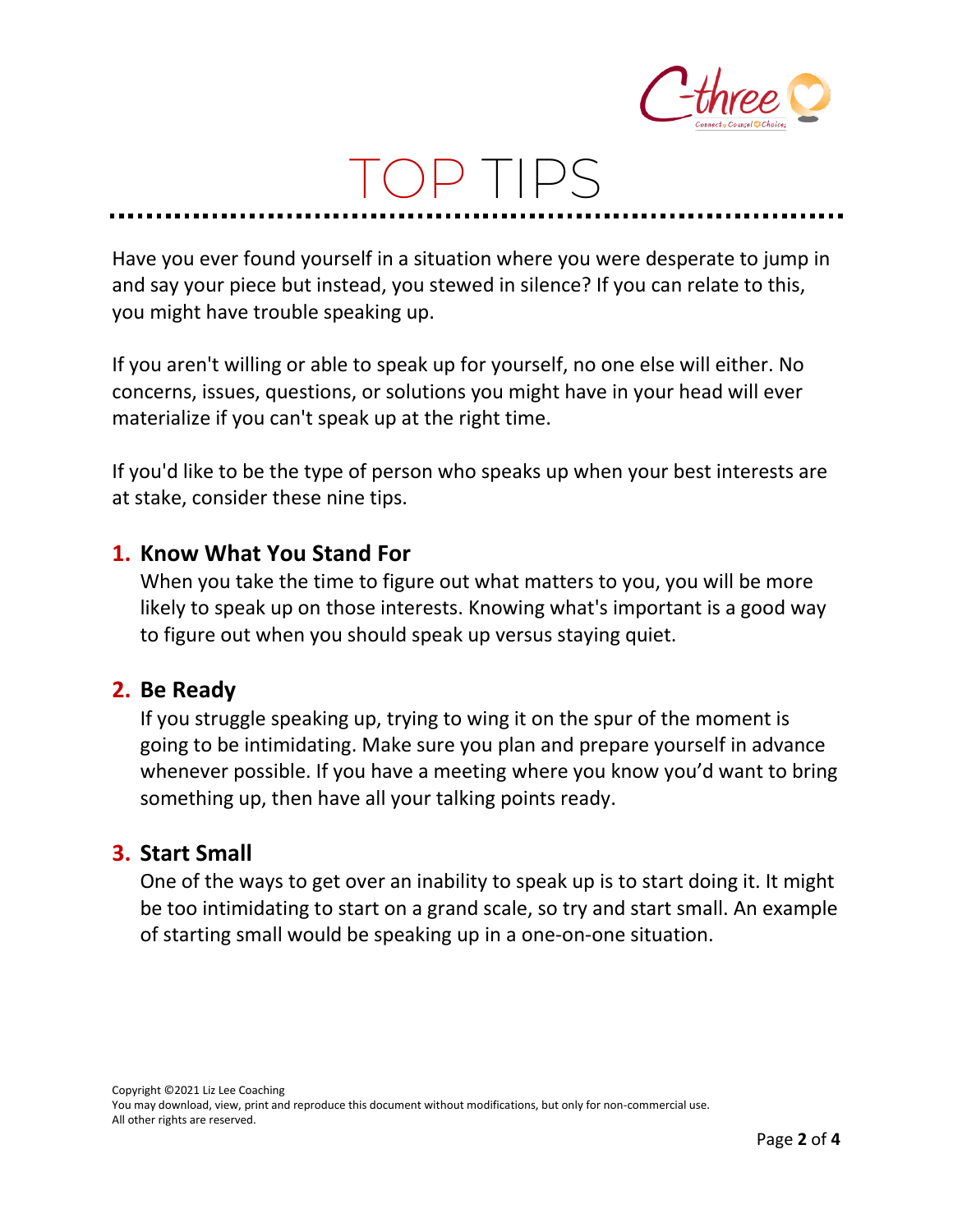# TOP TIPS

Have you ever found yourself in a situation where you were desperate to jump in and say your piece but instead, you stewed in silence? If you can relate to this, you might have trouble speaking up.

If you aren't willing or able to speak up for yourself, no one else will either. No concerns, issues, questions, or solutions you might have in your head will ever materialize if you can't speak up at the right time.

If you'd like to be the type of person who speaks up when your best interests are at stake, consider these nine tips.

## 1. Know What You Stand For

When you take the time to figure out what matters to you, you will be more likely to speak up on those interests. Knowing what's important is a good way to figure out when you should speak up versus staying quiet.

## 2. Be Ready

If you struggle speaking up, trying to wing it on the spur of the moment is going to be intimidating. Make sure you plan and prepare yourself in advance whenever possible. If you have a meeting where you know you'd want to bring something up, then have all your talking points ready.

## 3. Start Small

One of the ways to get over an inability to speak up is to start doing it. It might be too intimidating to start on a grand scale, so try and start small. An example of starting small would be speaking up in a one-on-one situation.

Copyright ©2021 Liz Lee Coaching
You may download, view, print and reproduce this document without modifications, but only for non-commercial use.
All other rights are reserved.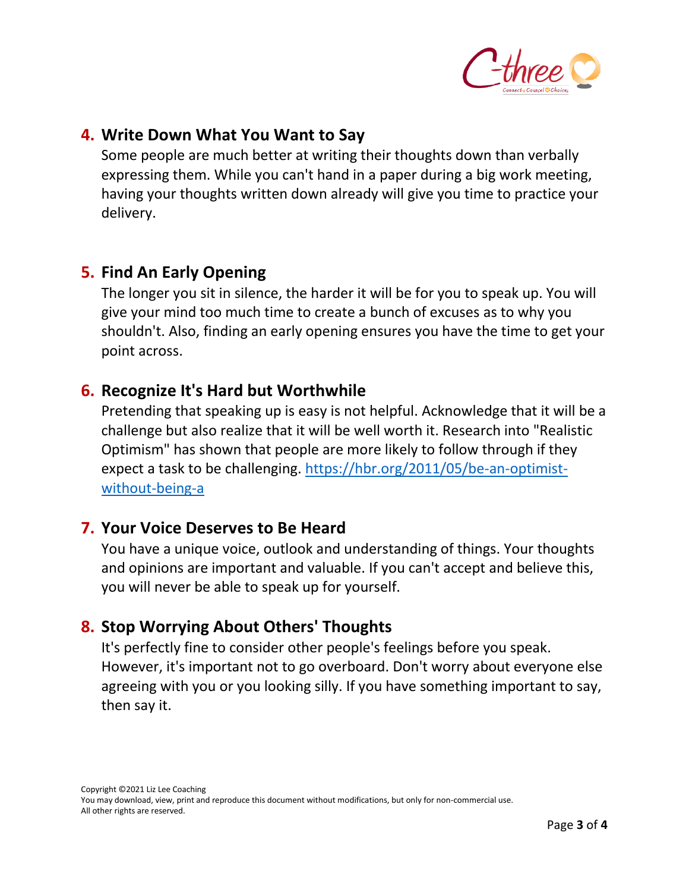## 4. Write Down What You Want to Say

Some people are much better at writing their thoughts down than verbally expressing them. While you can't hand in a paper during a big work meeting, having your thoughts written down already will give you time to practice your delivery.

## 5. Find An Early Opening

The longer you sit in silence, the harder it will be for you to speak up. You will give your mind too much time to create a bunch of excuses as to why you shouldn't. Also, finding an early opening ensures you have the time to get your point across.

## 6. Recognize It's Hard but Worthwhile

Pretending that speaking up is easy is not helpful. Acknowledge that it will be a challenge but also realize that it will be well worth it. Research into "Realistic Optimism" has shown that people are more likely to follow through if they expect a task to be challenging. [https://hbr.org/2011/05/be-an-optimist-without-being-a](https://hbr.org/2011/05/be-an-optimist-without-being-a)

## 7. Your Voice Deserves to Be Heard

You have a unique voice, outlook and understanding of things. Your thoughts and opinions are important and valuable. If you can't accept and believe this, you will never be able to speak up for yourself.

## 8. Stop Worrying About Others' Thoughts

It's perfectly fine to consider other people's feelings before you speak. However, it's important not to go overboard. Don't worry about everyone else agreeing with you or you looking silly. If you have something important to say, then say it.

Copyright ©2021 Liz Lee Coaching
You may download, view, print and reproduce this document without modifications, but only for non-commercial use.
All other rights are reserved.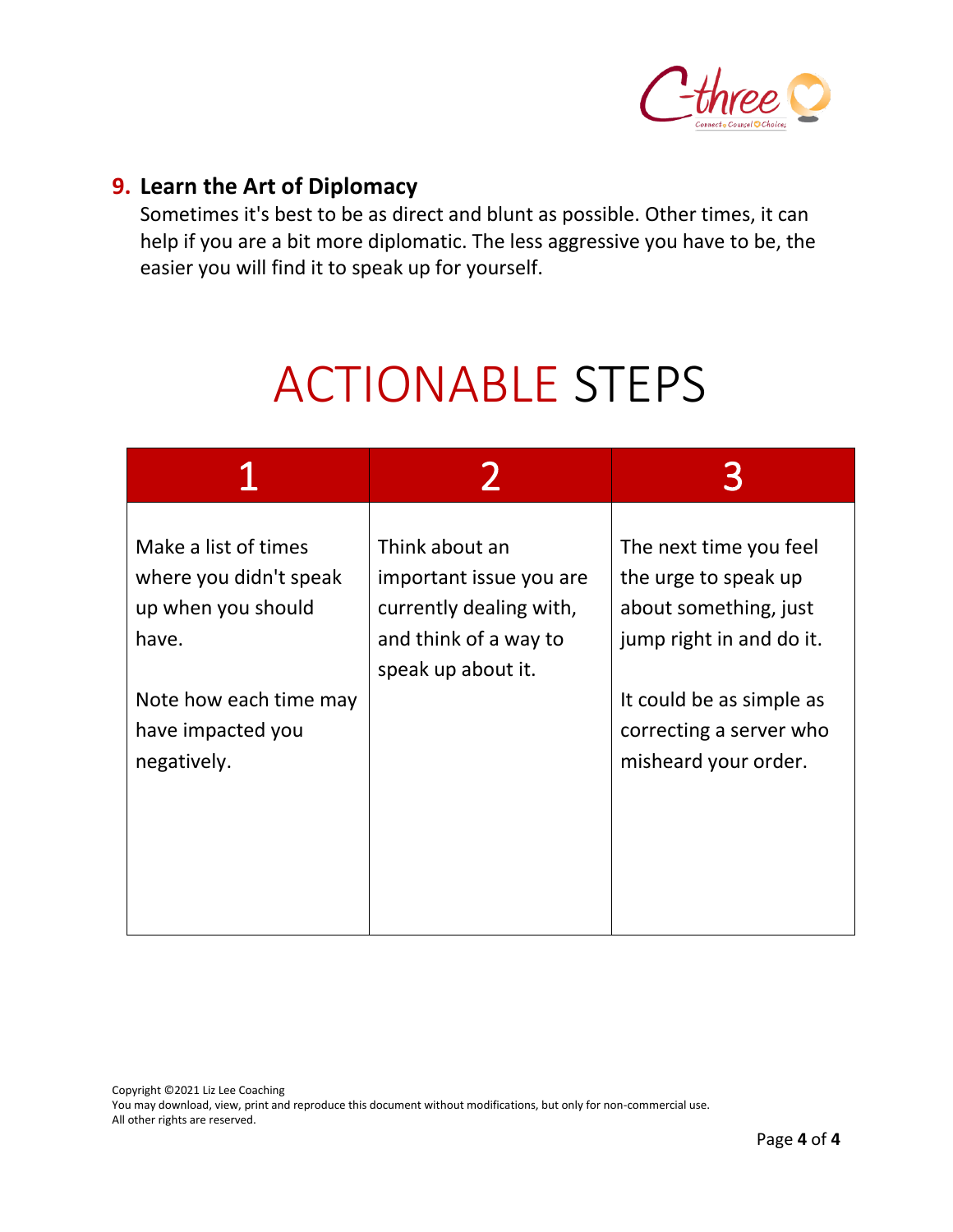**9. Learn the Art of Diplomacy**

Sometimes it's best to be as direct and blunt as possible. Other times, it can help if you are a bit more diplomatic. The less aggressive you have to be, the easier you will find it to speak up for yourself.

# ACTIONABLE STEPS

| 1 | 2 | 3 |
|---|---|---|
| Make a list of times where you didn't speak up when you should have.<br><br>Note how each time may have impacted you negatively. | Think about an important issue you are currently dealing with, and think of a way to speak up about it. | The next time you feel the urge to speak up about something, just jump right in and do it.<br><br>It could be as simple as correcting a server who misheard your order. |

Copyright ©2021 Liz Lee Coaching
You may download, view, print and reproduce this document without modifications, but only for non-commercial use.
All other rights are reserved.